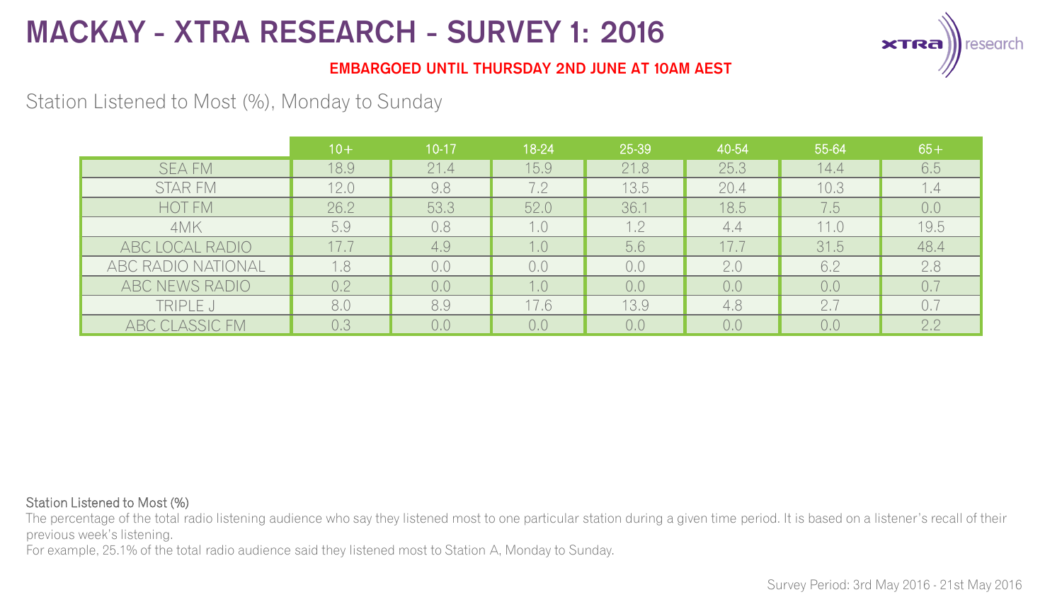# MACKAY - XTRA RESEARCH - SURVEY 1: 2016

**EMBARGOED UNTIL THURSDAY 2ND JUNE AT 10AM AEST**

## Station Listened to Most (%), Monday to Sunday

| | 10+ | 10-17 | 18-24 | 25-39 | 40-54 | 55-64 | 65+ |
|---|---|---|---|---|---|---|---|
| SEA FM | 18.9 | 21.4 | 15.9 | 21.8 | 25.3 | 14.4 | 6.5 |
| STAR FM | 12.0 | 9.8 | 7.2 | 13.5 | 20.4 | 10.3 | 1.4 |
| HOT FM | 26.2 | 53.3 | 52.0 | 36.1 | 18.5 | 7.5 | 0.0 |
| 4MK | 5.9 | 0.8 | 1.0 | 1.2 | 4.4 | 11.0 | 19.5 |
| ABC LOCAL RADIO | 17.7 | 4.9 | 1.0 | 5.6 | 17.7 | 31.5 | 48.4 |
| ABC RADIO NATIONAL | 1.8 | 0.0 | 0.0 | 0.0 | 2.0 | 6.2 | 2.8 |
| ABC NEWS RADIO | 0.2 | 0.0 | 1.0 | 0.0 | 0.0 | 0.0 | 0.7 |
| TRIPLE J | 8.0 | 8.9 | 17.6 | 13.9 | 4.8 | 2.7 | 0.7 |
| ABC CLASSIC FM | 0.3 | 0.0 | 0.0 | 0.0 | 0.0 | 0.0 | 2.2 |

**Station Listened to Most (%)**

The percentage of the total radio listening audience who say they listened most to one particular station during a given time period. It is based on a listener's recall of their previous week's listening.

For example, 25.1% of the total radio audience said they listened most to Station A, Monday to Sunday.

Survey Period: 3rd May 2016 - 21st May 2016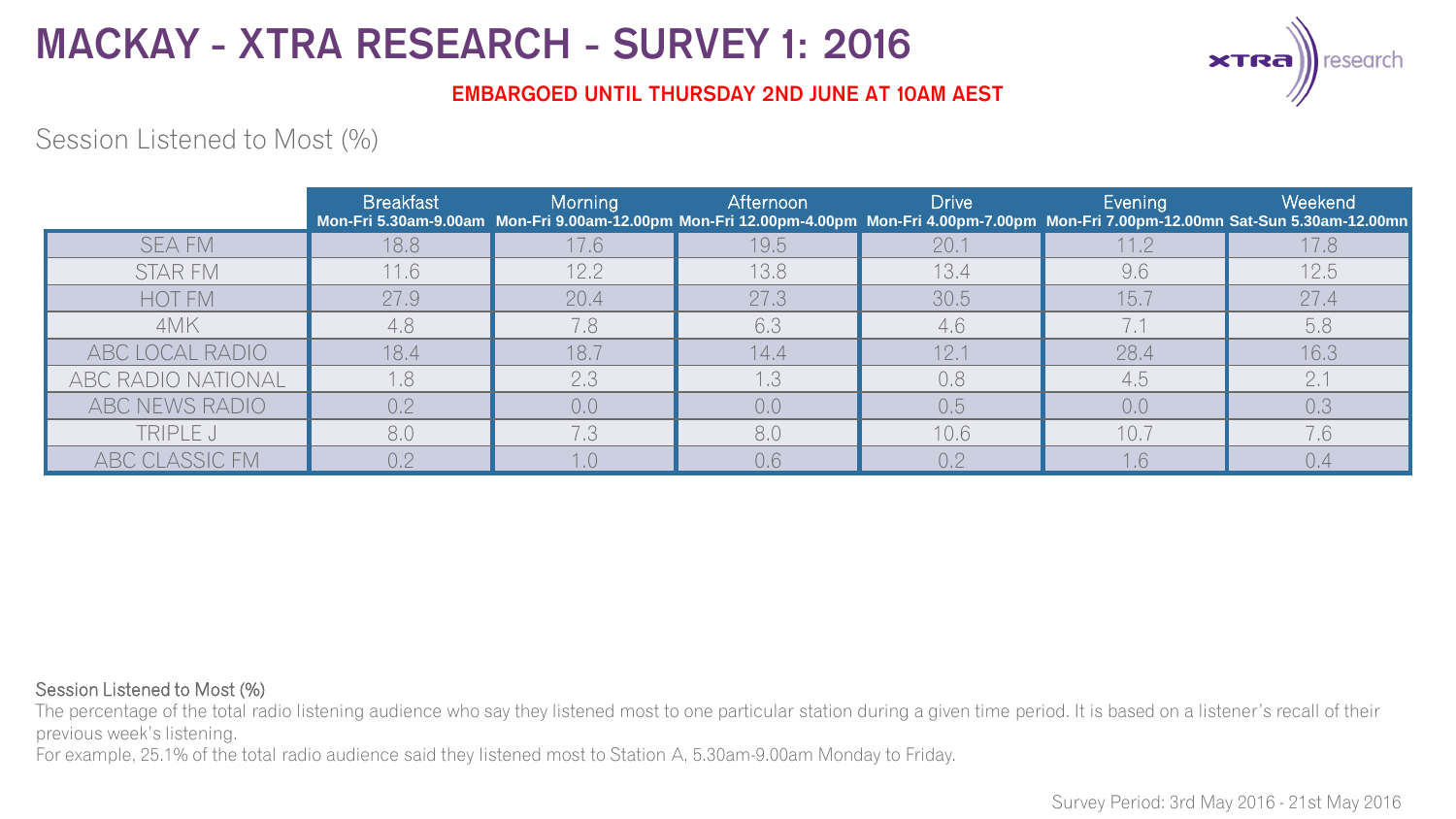# MACKAY - XTRA RESEARCH - SURVEY 1: 2016

**EMBARGOED UNTIL THURSDAY 2ND JUNE AT 10AM AEST**

## Session Listened to Most (%)

| | Breakfast<br>Mon-Fri 5.30am-9.00am | Morning<br>Mon-Fri 9.00am-12.00pm | Afternoon<br>Mon-Fri 12.00pm-4.00pm | Drive<br>Mon-Fri 4.00pm-7.00pm | Evening<br>Mon-Fri 7.00pm-12.00mn | Weekend<br>Sat-Sun 5.30am-12.00mn |
|---|---|---|---|---|---|---|
| SEA FM | 18.8 | 17.6 | 19.5 | 20.1 | 11.2 | 17.8 |
| STAR FM | 11.6 | 12.2 | 13.8 | 13.4 | 9.6 | 12.5 |
| HOT FM | 27.9 | 20.4 | 27.3 | 30.5 | 15.7 | 27.4 |
| 4MK | 4.8 | 7.8 | 6.3 | 4.6 | 7.1 | 5.8 |
| ABC LOCAL RADIO | 18.4 | 18.7 | 14.4 | 12.1 | 28.4 | 16.3 |
| ABC RADIO NATIONAL | 1.8 | 2.3 | 1.3 | 0.8 | 4.5 | 2.1 |
| ABC NEWS RADIO | 0.2 | 0.0 | 0.0 | 0.5 | 0.0 | 0.3 |
| TRIPLE J | 8.0 | 7.3 | 8.0 | 10.6 | 10.7 | 7.6 |
| ABC CLASSIC FM | 0.2 | 1.0 | 0.6 | 0.2 | 1.6 | 0.4 |

Session Listened to Most (%)

The percentage of the total radio listening audience who say they listened most to one particular station during a given time period. It is based on a listener's recall of their previous week's listening.

For example, 25.1% of the total radio audience said they listened most to Station A, 5.30am-9.00am Monday to Friday.

Survey Period: 3rd May 2016 - 21st May 2016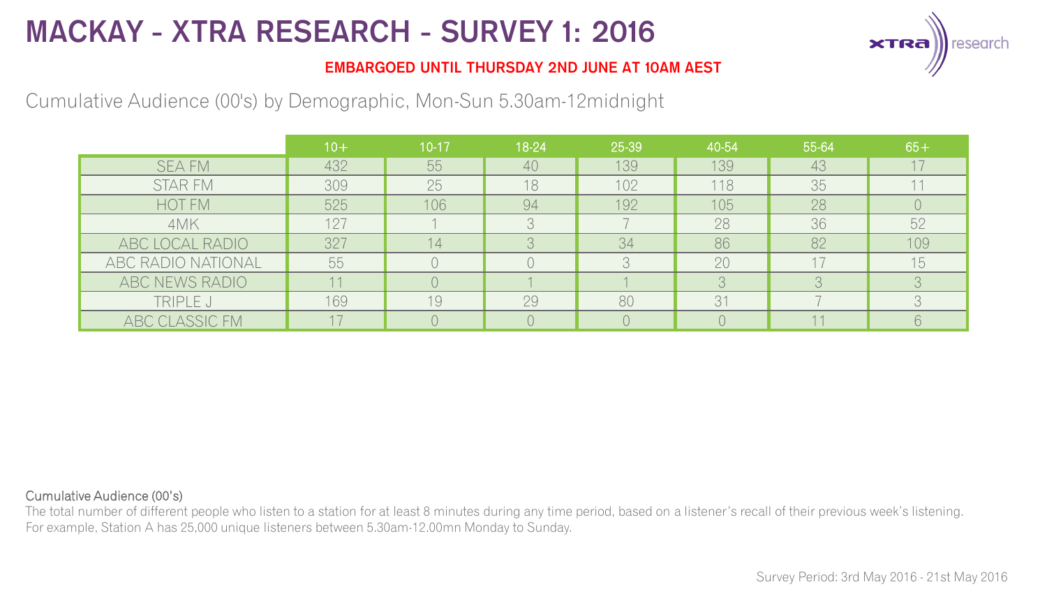# MACKAY - XTRA RESEARCH - SURVEY 1: 2016

**EMBARGOED UNTIL THURSDAY 2ND JUNE AT 10AM AEST**

Cumulative Audience (00's) by Demographic, Mon-Sun 5.30am-12midnight

| | 10+ | 10-17 | 18-24 | 25-39 | 40-54 | 55-64 | 65+ |
|---|---|---|---|---|---|---|---|
| SEA FM | 432 | 55 | 40 | 139 | 139 | 43 | 17 |
| STAR FM | 309 | 25 | 18 | 102 | 118 | 35 | 11 |
| HOT FM | 525 | 106 | 94 | 192 | 105 | 28 | 0 |
| 4MK | 127 | 1 | 3 | 7 | 28 | 36 | 52 |
| ABC LOCAL RADIO | 327 | 14 | 3 | 34 | 86 | 82 | 109 |
| ABC RADIO NATIONAL | 55 | 0 | 0 | 3 | 20 | 17 | 15 |
| ABC NEWS RADIO | 11 | 0 | 1 | 1 | 3 | 3 | 3 |
| TRIPLE J | 169 | 19 | 29 | 80 | 31 | 7 | 3 |
| ABC CLASSIC FM | 17 | 0 | 0 | 0 | 0 | 11 | 6 |

Cumulative Audience (00's)

The total number of different people who listen to a station for at least 8 minutes during any time period, based on a listener's recall of their previous week's listening. For example, Station A has 25,000 unique listeners between 5.30am-12.00mn Monday to Sunday.

Survey Period: 3rd May 2016 - 21st May 2016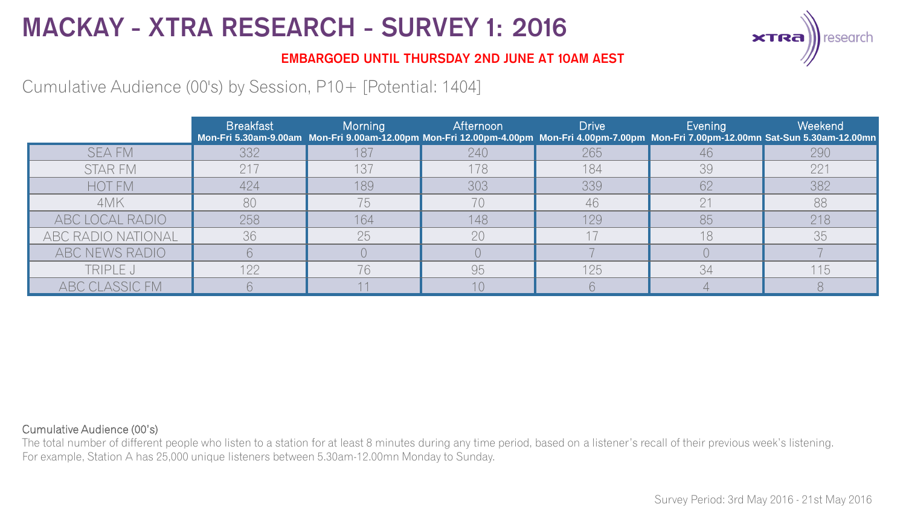# MACKAY - XTRA RESEARCH - SURVEY 1: 2016

**EMBARGOED UNTIL THURSDAY 2ND JUNE AT 10AM AEST**

Cumulative Audience (00's) by Session, P10+ [Potential: 1404]

| | Breakfast Mon-Fri 5.30am-9.00am | Morning Mon-Fri 9.00am-12.00pm | Afternoon Mon-Fri 12.00pm-4.00pm | Drive Mon-Fri 4.00pm-7.00pm | Evening Mon-Fri 7.00pm-12.00mn | Weekend Sat-Sun 5.30am-12.00mn |
|---|---|---|---|---|---|---|
| SEA FM | 332 | 187 | 240 | 265 | 46 | 290 |
| STAR FM | 217 | 137 | 178 | 184 | 39 | 221 |
| HOT FM | 424 | 189 | 303 | 339 | 62 | 382 |
| 4MK | 80 | 75 | 70 | 46 | 21 | 88 |
| ABC LOCAL RADIO | 258 | 164 | 148 | 129 | 85 | 218 |
| ABC RADIO NATIONAL | 36 | 25 | 20 | 17 | 18 | 35 |
| ABC NEWS RADIO | 6 | 0 | 0 | 7 | 0 | 7 |
| TRIPLE J | 122 | 76 | 95 | 125 | 34 | 115 |
| ABC CLASSIC FM | 6 | 11 | 10 | 6 | 4 | 8 |

Cumulative Audience (00's)

The total number of different people who listen to a station for at least 8 minutes during any time period, based on a listener's recall of their previous week's listening.
For example, Station A has 25,000 unique listeners between 5.30am-12.00mn Monday to Sunday.

Survey Period: 3rd May 2016 - 21st May 2016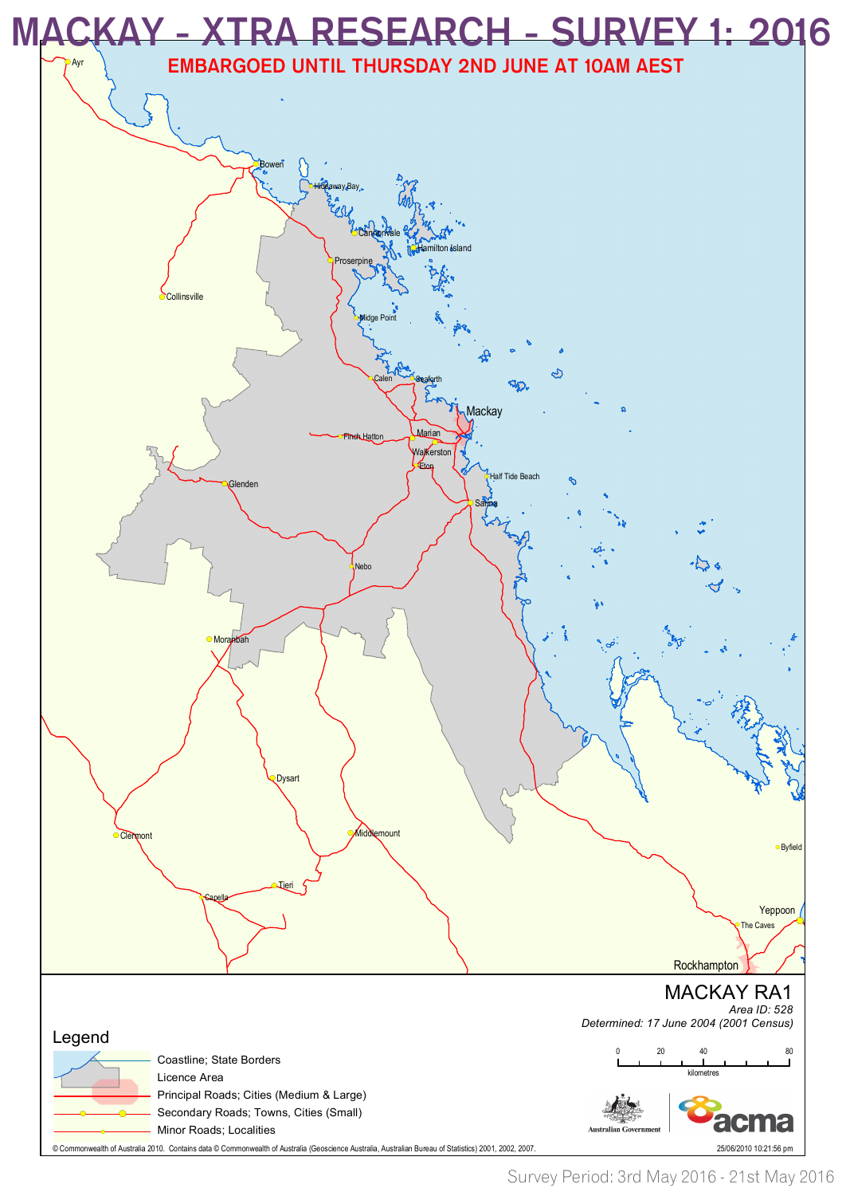# MACKAY - XTRA RESEARCH - SURVEY 1: 2016

**EMBARGOED UNTIL THURSDAY 2ND JUNE AT 10AM AEST**

Ayr
Bowen
Hideaway Bay
Cannonvale
Hamilton Island
Proserpine
Collinsville
Midge Point
Calen
Seaforth
Mackay
Finch Hatton
Marian
Walkerston
Eton
Half Tide Beach
Glenden
Sarina
Nebo
Moranbah
Dysart
Middlemount
Clermont
Tieri
Capella
Byfield
Yeppoon
The Caves
Rockhampton

## MACKAY RA1

*Area ID: 528*

*Determined: 17 June 2004 (2001 Census)*

0 20 40 80
kilometres

### Legend

Coastline; State Borders
Licence Area
Principal Roads; Cities (Medium & Large)
Secondary Roads; Towns, Cities (Small)
Minor Roads; Localities

Australian Government

acma

© Commonwealth of Australia 2010. Contains data © Commonwealth of Australia (Geoscience Australia, Australian Bureau of Statistics) 2001, 2002, 2007.

25/06/2010 10:21:56 pm

Survey Period: 3rd May 2016 - 21st May 2016